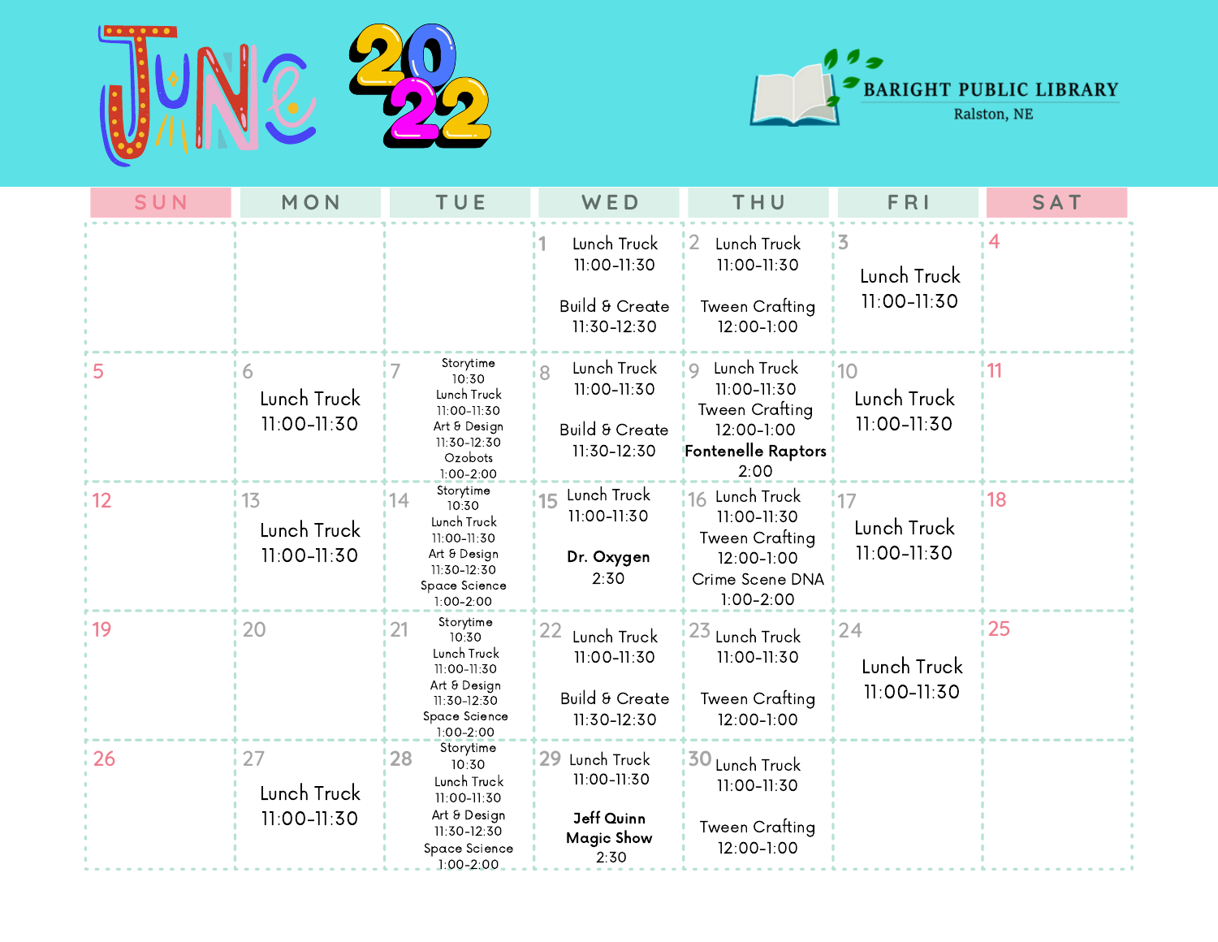# June 2022

## BARIGHT PUBLIC LIBRARY
Ralston, NE

| SUN | MON | TUE | WED | THU | FRI | SAT |
|---|---|---|---|---|---|---|
| | | | 1<br>Lunch Truck<br>11:00-11:30<br>Build & Create<br>11:30-12:30 | 2<br>Lunch Truck<br>11:00-11:30<br>Tween Crafting<br>12:00-1:00 | 3<br>Lunch Truck<br>11:00-11:30 | 4 |
| 5 | 6<br>Lunch Truck<br>11:00-11:30 | 7<br>Storytime<br>10:30<br>Lunch Truck<br>11:00-11:30<br>Art & Design<br>11:30-12:30<br>Ozobots<br>1:00-2:00 | 8<br>Lunch Truck<br>11:00-11:30<br>Build & Create<br>11:30-12:30 | 9<br>Lunch Truck<br>11:00-11:30<br>Tween Crafting<br>12:00-1:00<br>**Fontenelle Raptors**<br>2:00 | 10<br>Lunch Truck<br>11:00-11:30 | 11 |
| 12 | 13<br>Lunch Truck<br>11:00-11:30 | 14<br>Storytime<br>10:30<br>Lunch Truck<br>11:00-11:30<br>Art & Design<br>11:30-12:30<br>Space Science<br>1:00-2:00 | 15<br>Lunch Truck<br>11:00-11:30<br>**Dr. Oxygen**<br>2:30 | 16<br>Lunch Truck<br>11:00-11:30<br>Tween Crafting<br>12:00-1:00<br>Crime Scene DNA<br>1:00-2:00 | 17<br>Lunch Truck<br>11:00-11:30 | 18 |
| 19 | 20 | 21<br>Storytime<br>10:30<br>Lunch Truck<br>11:00-11:30<br>Art & Design<br>11:30-12:30<br>Space Science<br>1:00-2:00 | 22<br>Lunch Truck<br>11:00-11:30<br>Build & Create<br>11:30-12:30 | 23<br>Lunch Truck<br>11:00-11:30<br>Tween Crafting<br>12:00-1:00 | 24<br>Lunch Truck<br>11:00-11:30 | 25 |
| 26 | 27<br>Lunch Truck<br>11:00-11:30 | 28<br>Storytime<br>10:30<br>Lunch Truck<br>11:00-11:30<br>Art & Design<br>11:30-12:30<br>Space Science<br>1:00-2:00 | 29<br>Lunch Truck<br>11:00-11:30<br>**Jeff Quinn Magic Show**<br>2:30 | 30<br>Lunch Truck<br>11:00-11:30<br>Tween Crafting<br>12:00-1:00 | | |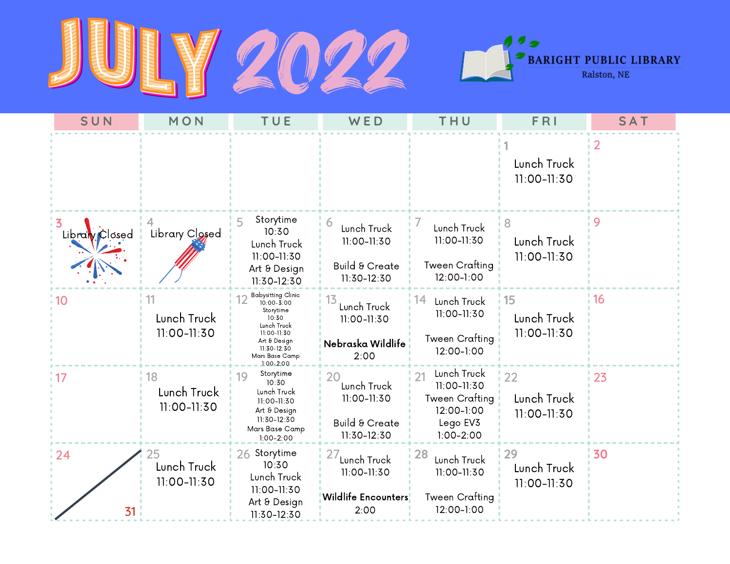# JULY 2022

**BARIGHT PUBLIC LIBRARY**
Ralston, NE

| SUN | MON | TUE | WED | THU | FRI | SAT |
|---|---|---|---|---|---|---|
| | | | | | 1 Lunch Truck 11:00-11:30 | 2 |
| 3 Library Closed | 4 Library Closed | 5 Storytime 10:30 Lunch Truck 11:00-11:30 Art & Design 11:30-12:30 | 6 Lunch Truck 11:00-11:30 Build & Create 11:30-12:30 | 7 Lunch Truck 11:00-11:30 Tween Crafting 12:00-1:00 | 8 Lunch Truck 11:00-11:30 | 9 |
| 10 | 11 Lunch Truck 11:00-11:30 | 12 Babysitting Clinic 10:00-3:00 Storytime 10:30 Lunch Truck 11:00-11:30 Art & Design 11:30-12:30 Mars Base Camp 1:00-2:00 | 13 Lunch Truck 11:00-11:30 **Nebraska Wildlife** 2:00 | 14 Lunch Truck 11:00-11:30 Tween Crafting 12:00-1:00 | 15 Lunch Truck 11:00-11:30 | 16 |
| 17 | 18 Lunch Truck 11:00-11:30 | 19 Storytime 10:30 Lunch Truck 11:00-11:30 Art & Design 11:30-12:30 Mars Base Camp 1:00-2:00 | 20 Lunch Truck 11:00-11:30 Build & Create 11:30-12:30 | 21 Lunch Truck 11:00-11:30 Tween Crafting 12:00-1:00 Lego EV3 1:00-2:00 | 22 Lunch Truck 11:00-11:30 | 23 |
| 24 / 31 | 25 Lunch Truck 11:00-11:30 | 26 Storytime 10:30 Lunch Truck 11:00-11:30 Art & Design 11:30-12:30 | 27 Lunch Truck 11:00-11:30 **Wildlife Encounters** 2:00 | 28 Lunch Truck 11:00-11:30 Tween Crafting 12:00-1:00 | 29 Lunch Truck 11:00-11:30 | 30 |